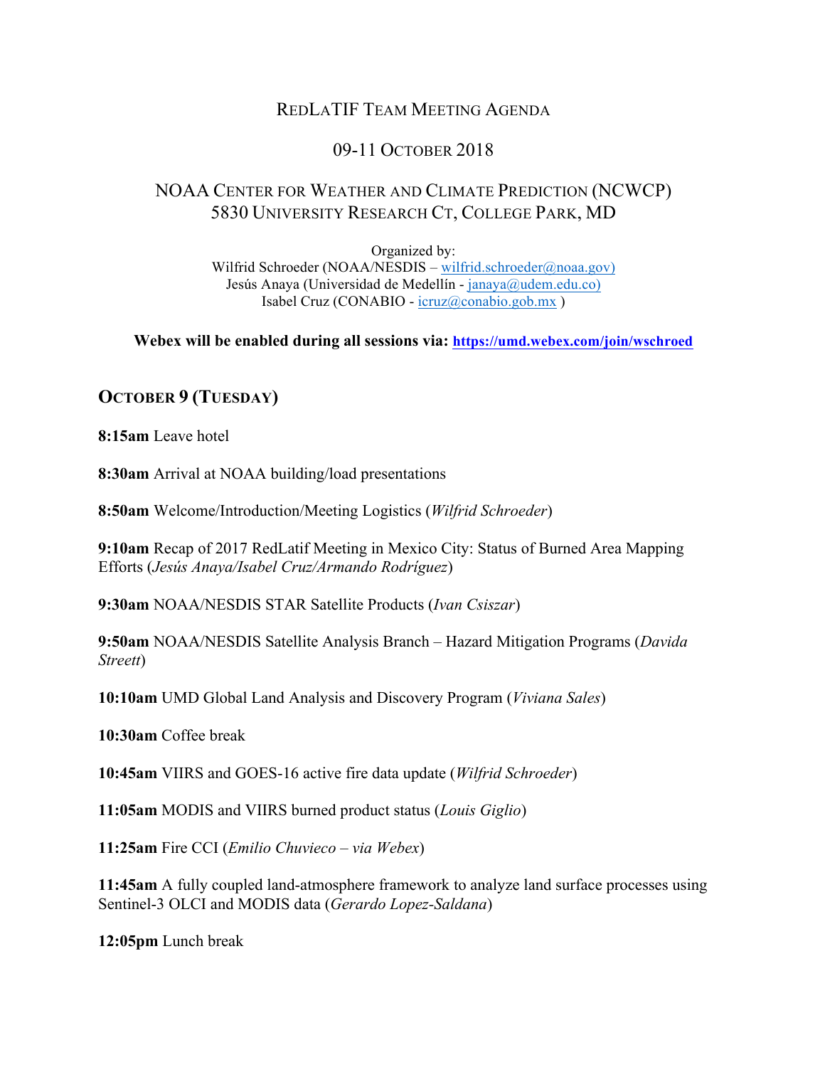# REDLATIF TEAM MEETING AGENDA

## 09-11 OCTOBER 2018

## NOAA CENTER FOR WEATHER AND CLIMATE PREDICTION (NCWCP)
## 5830 UNIVERSITY RESEARCH CT, COLLEGE PARK, MD

Organized by:
Wilfrid Schroeder (NOAA/NESDIS – wilfrid.schroeder@noaa.gov)
Jesús Anaya (Universidad de Medellín - janaya@udem.edu.co)
Isabel Cruz (CONABIO - icruz@conabio.gob.mx )

**Webex will be enabled during all sessions via: https://umd.webex.com/join/wschroed**

### OCTOBER 9 (TUESDAY)

**8:15am** Leave hotel

**8:30am** Arrival at NOAA building/load presentations

**8:50am** Welcome/Introduction/Meeting Logistics (*Wilfrid Schroeder*)

**9:10am** Recap of 2017 RedLatif Meeting in Mexico City: Status of Burned Area Mapping Efforts (*Jesús Anaya/Isabel Cruz/Armando Rodríguez*)

**9:30am** NOAA/NESDIS STAR Satellite Products (*Ivan Csiszar*)

**9:50am** NOAA/NESDIS Satellite Analysis Branch – Hazard Mitigation Programs (*Davida Streett*)

**10:10am** UMD Global Land Analysis and Discovery Program (*Viviana Sales*)

**10:30am** Coffee break

**10:45am** VIIRS and GOES-16 active fire data update (*Wilfrid Schroeder*)

**11:05am** MODIS and VIIRS burned product status (*Louis Giglio*)

**11:25am** Fire CCI (*Emilio Chuvieco – via Webex*)

**11:45am** A fully coupled land-atmosphere framework to analyze land surface processes using Sentinel-3 OLCI and MODIS data (*Gerardo Lopez-Saldana*)

**12:05pm** Lunch break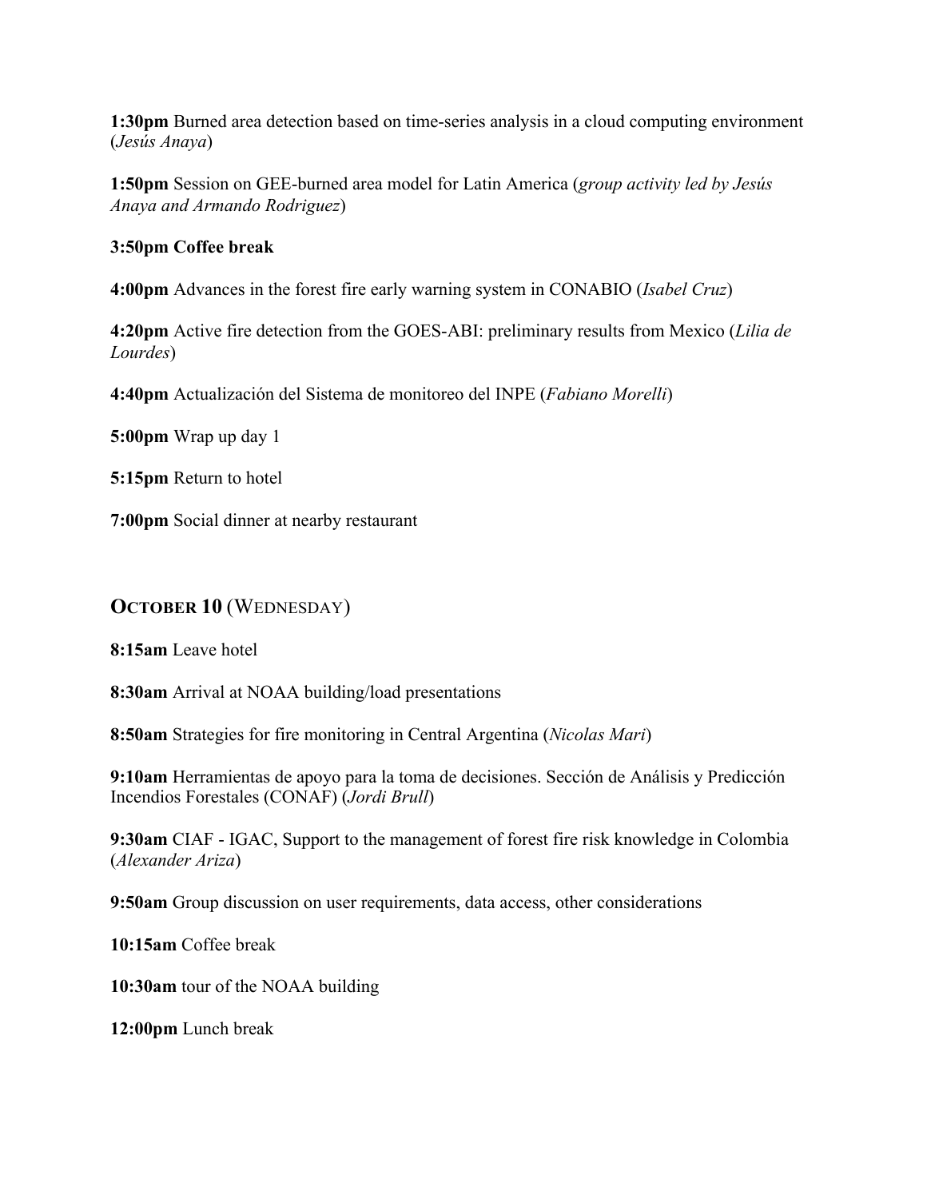**1:30pm** Burned area detection based on time-series analysis in a cloud computing environment (*Jesús Anaya*)

**1:50pm** Session on GEE-burned area model for Latin America (*group activity led by Jesús Anaya and Armando Rodriguez*)

**3:50pm Coffee break**

**4:00pm** Advances in the forest fire early warning system in CONABIO (*Isabel Cruz*)

**4:20pm** Active fire detection from the GOES-ABI: preliminary results from Mexico (*Lilia de Lourdes*)

**4:40pm** Actualización del Sistema de monitoreo del INPE (*Fabiano Morelli*)

**5:00pm** Wrap up day 1

**5:15pm** Return to hotel

**7:00pm** Social dinner at nearby restaurant

## OCTOBER 10 (WEDNESDAY)

**8:15am** Leave hotel

**8:30am** Arrival at NOAA building/load presentations

**8:50am** Strategies for fire monitoring in Central Argentina (*Nicolas Mari*)

**9:10am** Herramientas de apoyo para la toma de decisiones. Sección de Análisis y Predicción Incendios Forestales (CONAF) (*Jordi Brull*)

**9:30am** CIAF - IGAC, Support to the management of forest fire risk knowledge in Colombia (*Alexander Ariza*)

**9:50am** Group discussion on user requirements, data access, other considerations

**10:15am** Coffee break

**10:30am** tour of the NOAA building

**12:00pm** Lunch break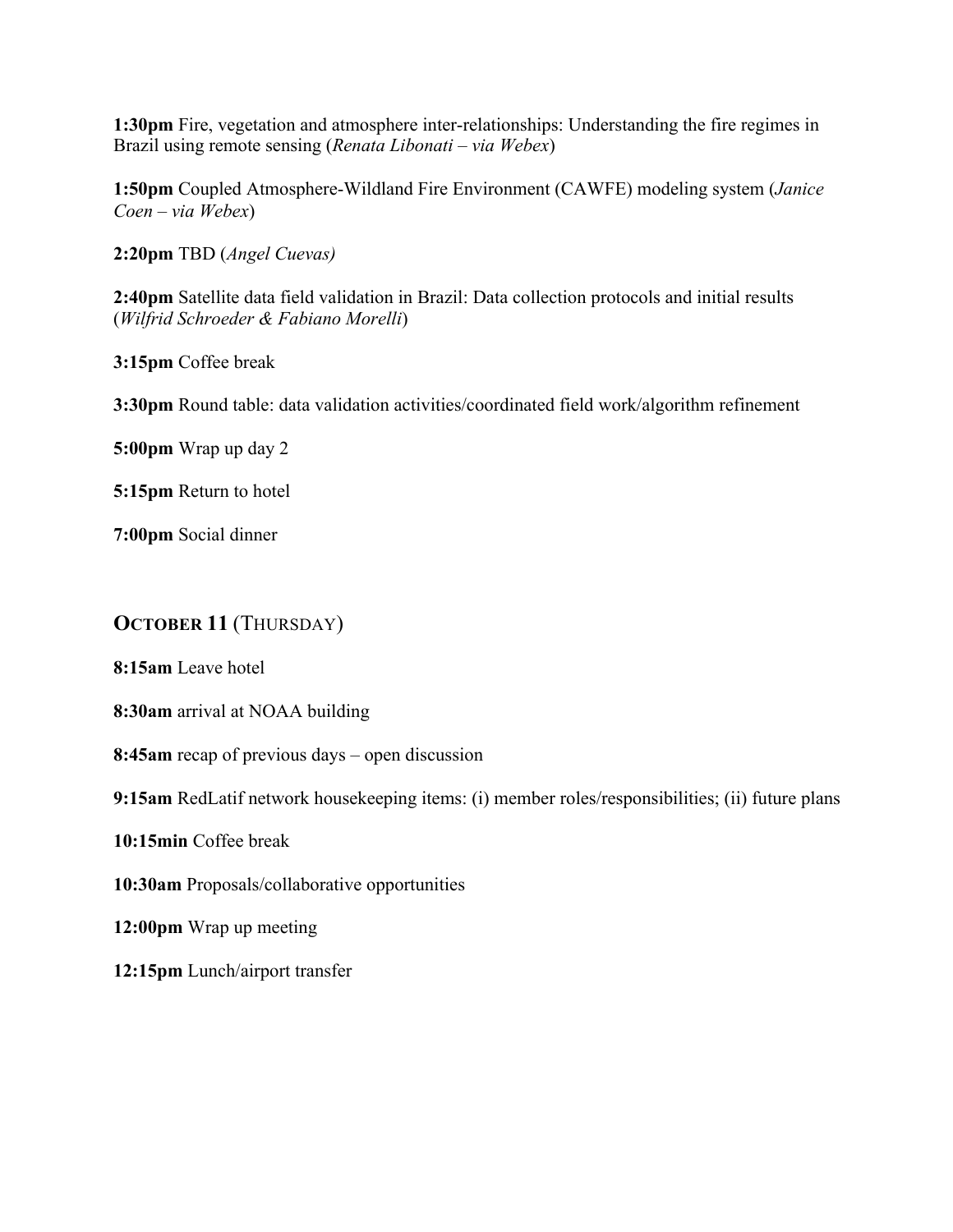**1:30pm** Fire, vegetation and atmosphere inter-relationships: Understanding the fire regimes in Brazil using remote sensing (*Renata Libonati – via Webex*)

**1:50pm** Coupled Atmosphere-Wildland Fire Environment (CAWFE) modeling system (*Janice Coen – via Webex*)

**2:20pm** TBD (*Angel Cuevas)*

**2:40pm** Satellite data field validation in Brazil: Data collection protocols and initial results (*Wilfrid Schroeder & Fabiano Morelli*)

**3:15pm** Coffee break

**3:30pm** Round table: data validation activities/coordinated field work/algorithm refinement

**5:00pm** Wrap up day 2

**5:15pm** Return to hotel

**7:00pm** Social dinner

## **OCTOBER 11** (THURSDAY)

**8:15am** Leave hotel

**8:30am** arrival at NOAA building

**8:45am** recap of previous days – open discussion

**9:15am** RedLatif network housekeeping items: (i) member roles/responsibilities; (ii) future plans

**10:15min** Coffee break

**10:30am** Proposals/collaborative opportunities

**12:00pm** Wrap up meeting

**12:15pm** Lunch/airport transfer